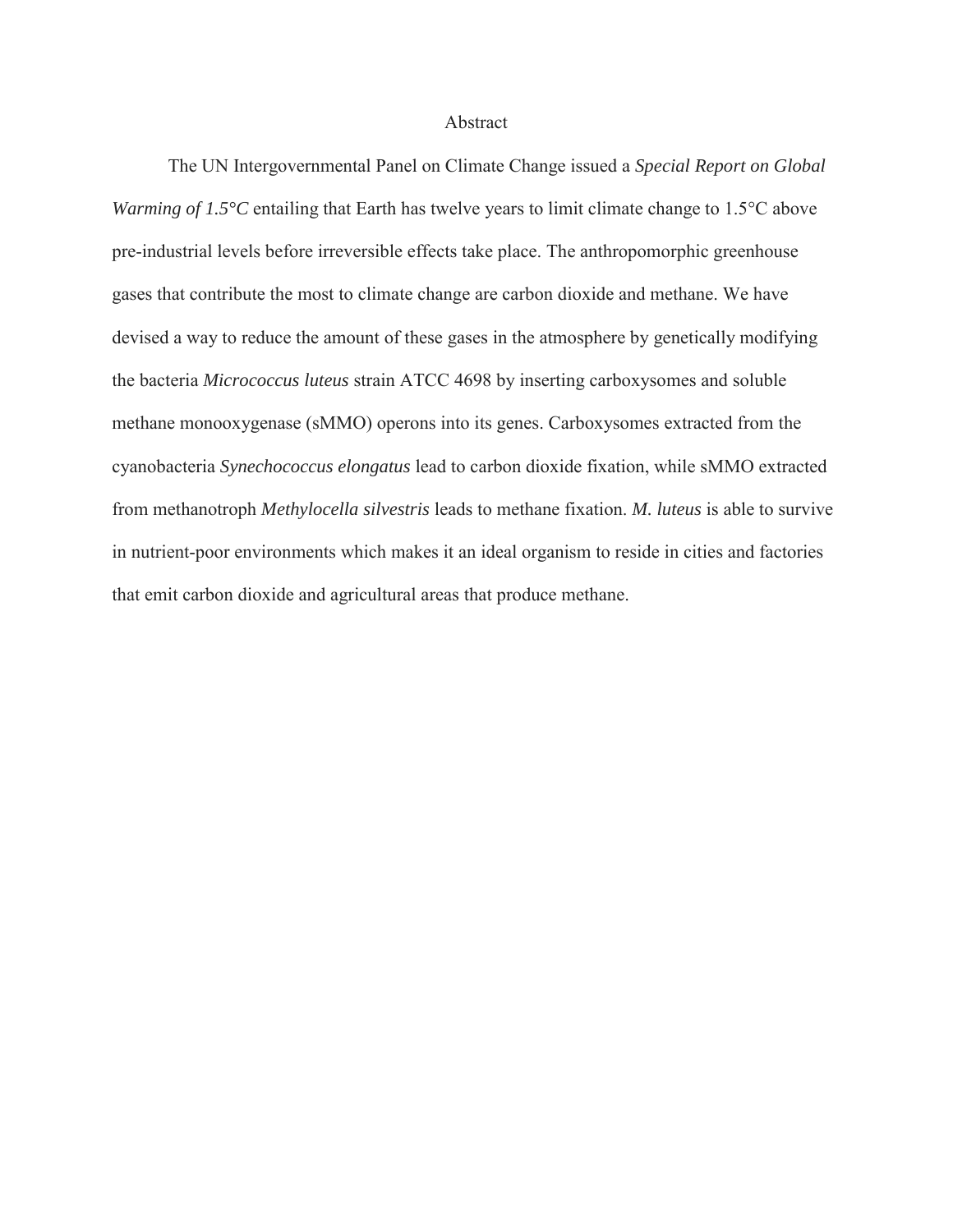# Abstract

The UN Intergovernmental Panel on Climate Change issued a *Special Report on Global Warming of 1.5°C* entailing that Earth has twelve years to limit climate change to 1.5°C above pre-industrial levels before irreversible effects take place. The anthropomorphic greenhouse gases that contribute the most to climate change are carbon dioxide and methane. We have devised a way to reduce the amount of these gases in the atmosphere by genetically modifying the bacteria *Micrococcus luteus* strain ATCC 4698 by inserting carboxysomes and soluble methane monooxygenase (sMMO) operons into its genes. Carboxysomes extracted from the cyanobacteria *Synechococcus elongatus* lead to carbon dioxide fixation, while sMMO extracted from methanotroph *Methylocella silvestris* leads to methane fixation. *M. luteus* is able to survive in nutrient-poor environments which makes it an ideal organism to reside in cities and factories that emit carbon dioxide and agricultural areas that produce methane.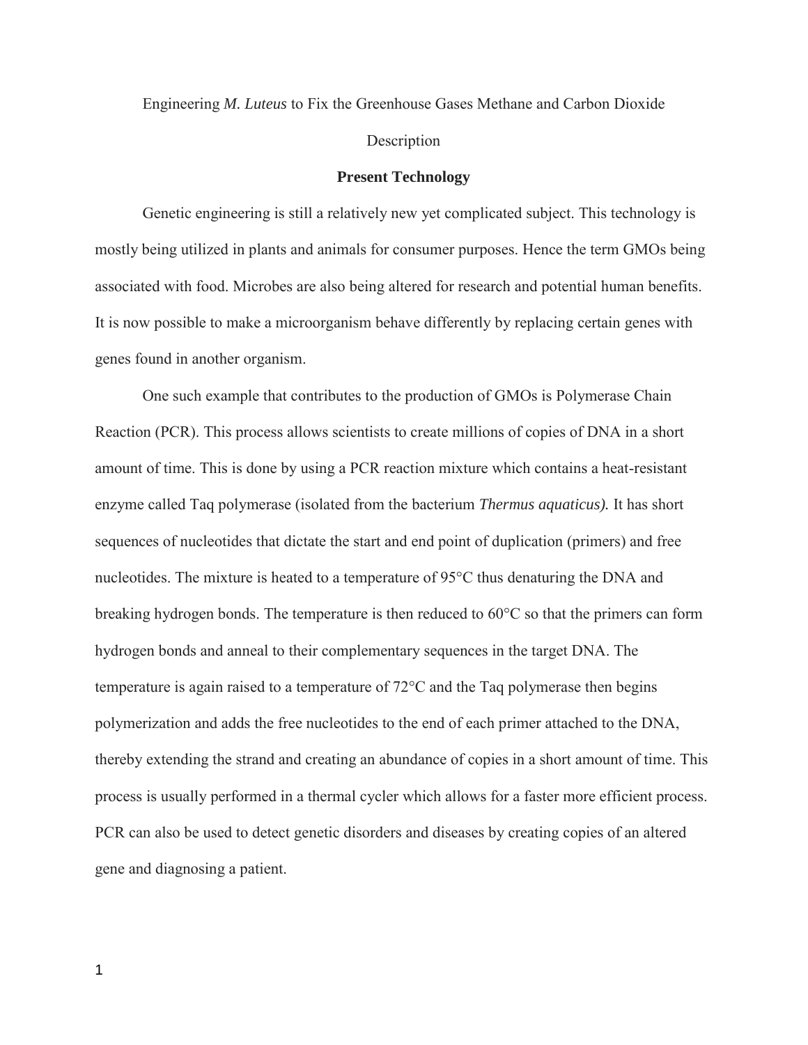Engineering *M. Luteus* to Fix the Greenhouse Gases Methane and Carbon Dioxide

Description

## Present Technology

Genetic engineering is still a relatively new yet complicated subject. This technology is mostly being utilized in plants and animals for consumer purposes. Hence the term GMOs being associated with food. Microbes are also being altered for research and potential human benefits. It is now possible to make a microorganism behave differently by replacing certain genes with genes found in another organism.

One such example that contributes to the production of GMOs is Polymerase Chain Reaction (PCR). This process allows scientists to create millions of copies of DNA in a short amount of time. This is done by using a PCR reaction mixture which contains a heat-resistant enzyme called Taq polymerase (isolated from the bacterium *Thermus aquaticus).* It has short sequences of nucleotides that dictate the start and end point of duplication (primers) and free nucleotides. The mixture is heated to a temperature of 95°C thus denaturing the DNA and breaking hydrogen bonds. The temperature is then reduced to 60°C so that the primers can form hydrogen bonds and anneal to their complementary sequences in the target DNA. The temperature is again raised to a temperature of 72°C and the Taq polymerase then begins polymerization and adds the free nucleotides to the end of each primer attached to the DNA, thereby extending the strand and creating an abundance of copies in a short amount of time. This process is usually performed in a thermal cycler which allows for a faster more efficient process. PCR can also be used to detect genetic disorders and diseases by creating copies of an altered gene and diagnosing a patient.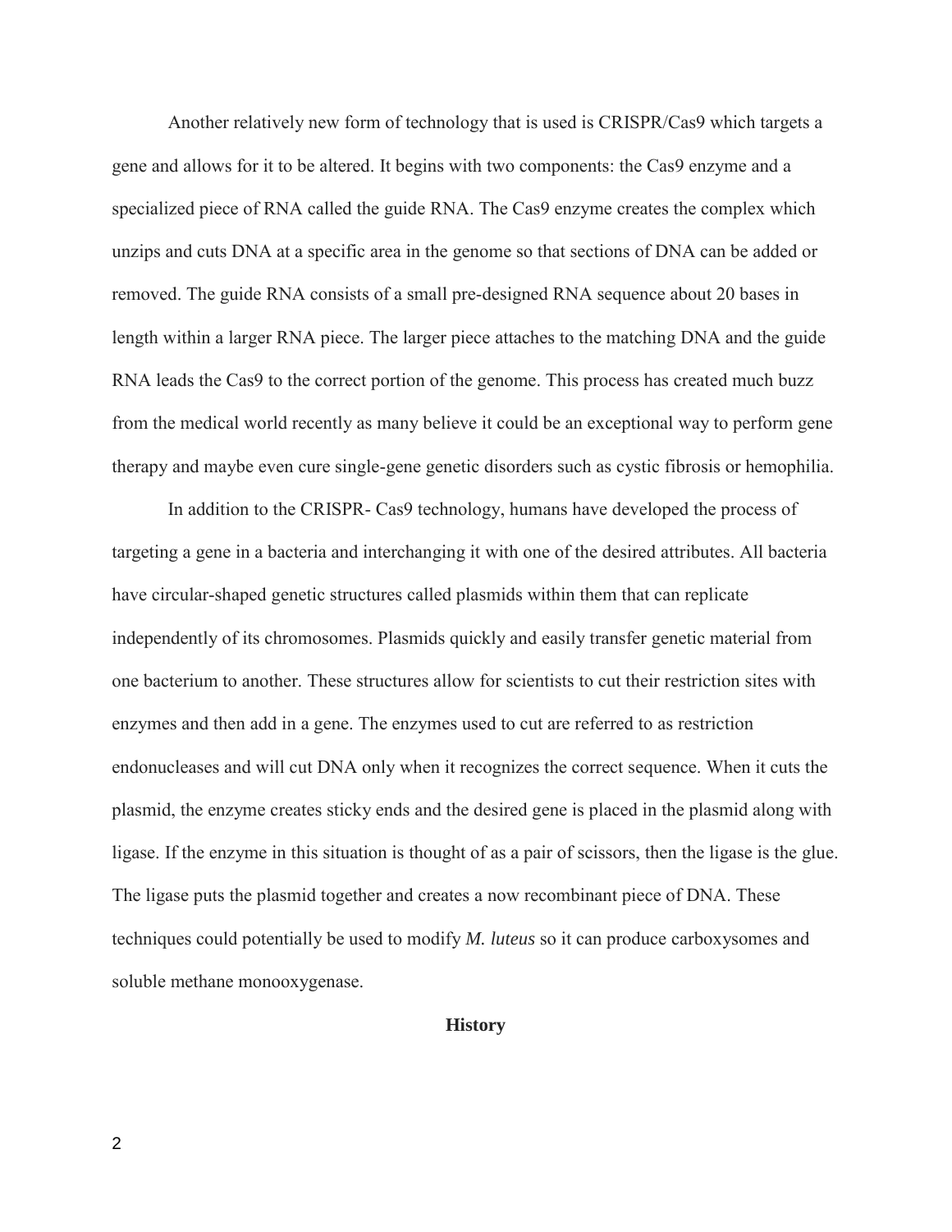Another relatively new form of technology that is used is CRISPR/Cas9 which targets a gene and allows for it to be altered. It begins with two components: the Cas9 enzyme and a specialized piece of RNA called the guide RNA. The Cas9 enzyme creates the complex which unzips and cuts DNA at a specific area in the genome so that sections of DNA can be added or removed. The guide RNA consists of a small pre-designed RNA sequence about 20 bases in length within a larger RNA piece. The larger piece attaches to the matching DNA and the guide RNA leads the Cas9 to the correct portion of the genome. This process has created much buzz from the medical world recently as many believe it could be an exceptional way to perform gene therapy and maybe even cure single-gene genetic disorders such as cystic fibrosis or hemophilia.

In addition to the CRISPR- Cas9 technology, humans have developed the process of targeting a gene in a bacteria and interchanging it with one of the desired attributes. All bacteria have circular-shaped genetic structures called plasmids within them that can replicate independently of its chromosomes. Plasmids quickly and easily transfer genetic material from one bacterium to another. These structures allow for scientists to cut their restriction sites with enzymes and then add in a gene. The enzymes used to cut are referred to as restriction endonucleases and will cut DNA only when it recognizes the correct sequence. When it cuts the plasmid, the enzyme creates sticky ends and the desired gene is placed in the plasmid along with ligase. If the enzyme in this situation is thought of as a pair of scissors, then the ligase is the glue. The ligase puts the plasmid together and creates a now recombinant piece of DNA. These techniques could potentially be used to modify *M. luteus* so it can produce carboxysomes and soluble methane monooxygenase.

## History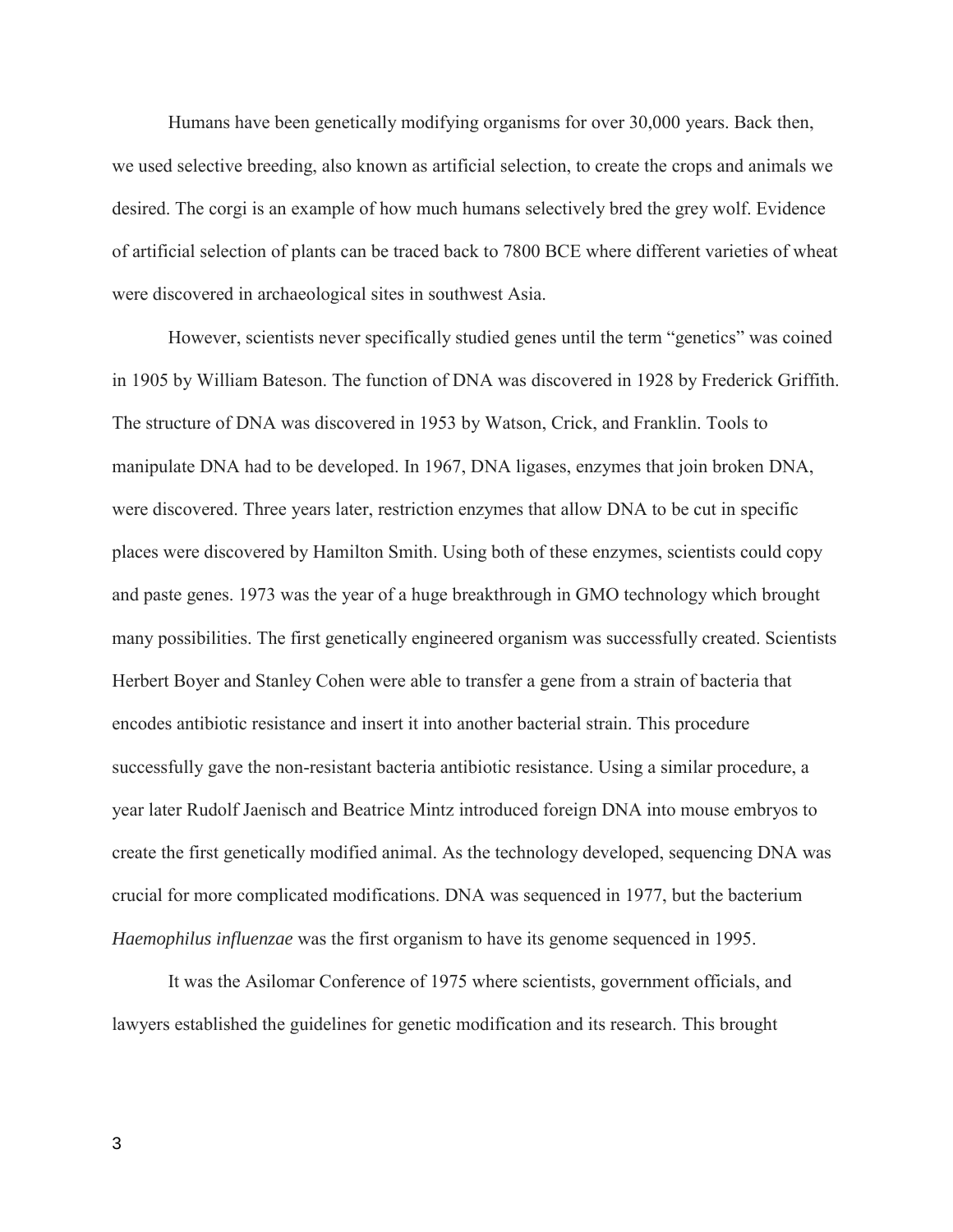Humans have been genetically modifying organisms for over 30,000 years. Back then, we used selective breeding, also known as artificial selection, to create the crops and animals we desired. The corgi is an example of how much humans selectively bred the grey wolf. Evidence of artificial selection of plants can be traced back to 7800 BCE where different varieties of wheat were discovered in archaeological sites in southwest Asia.

However, scientists never specifically studied genes until the term "genetics" was coined in 1905 by William Bateson. The function of DNA was discovered in 1928 by Frederick Griffith. The structure of DNA was discovered in 1953 by Watson, Crick, and Franklin. Tools to manipulate DNA had to be developed. In 1967, DNA ligases, enzymes that join broken DNA, were discovered. Three years later, restriction enzymes that allow DNA to be cut in specific places were discovered by Hamilton Smith. Using both of these enzymes, scientists could copy and paste genes. 1973 was the year of a huge breakthrough in GMO technology which brought many possibilities. The first genetically engineered organism was successfully created. Scientists Herbert Boyer and Stanley Cohen were able to transfer a gene from a strain of bacteria that encodes antibiotic resistance and insert it into another bacterial strain. This procedure successfully gave the non-resistant bacteria antibiotic resistance. Using a similar procedure, a year later Rudolf Jaenisch and Beatrice Mintz introduced foreign DNA into mouse embryos to create the first genetically modified animal. As the technology developed, sequencing DNA was crucial for more complicated modifications. DNA was sequenced in 1977, but the bacterium *Haemophilus influenzae* was the first organism to have its genome sequenced in 1995.

It was the Asilomar Conference of 1975 where scientists, government officials, and lawyers established the guidelines for genetic modification and its research. This brought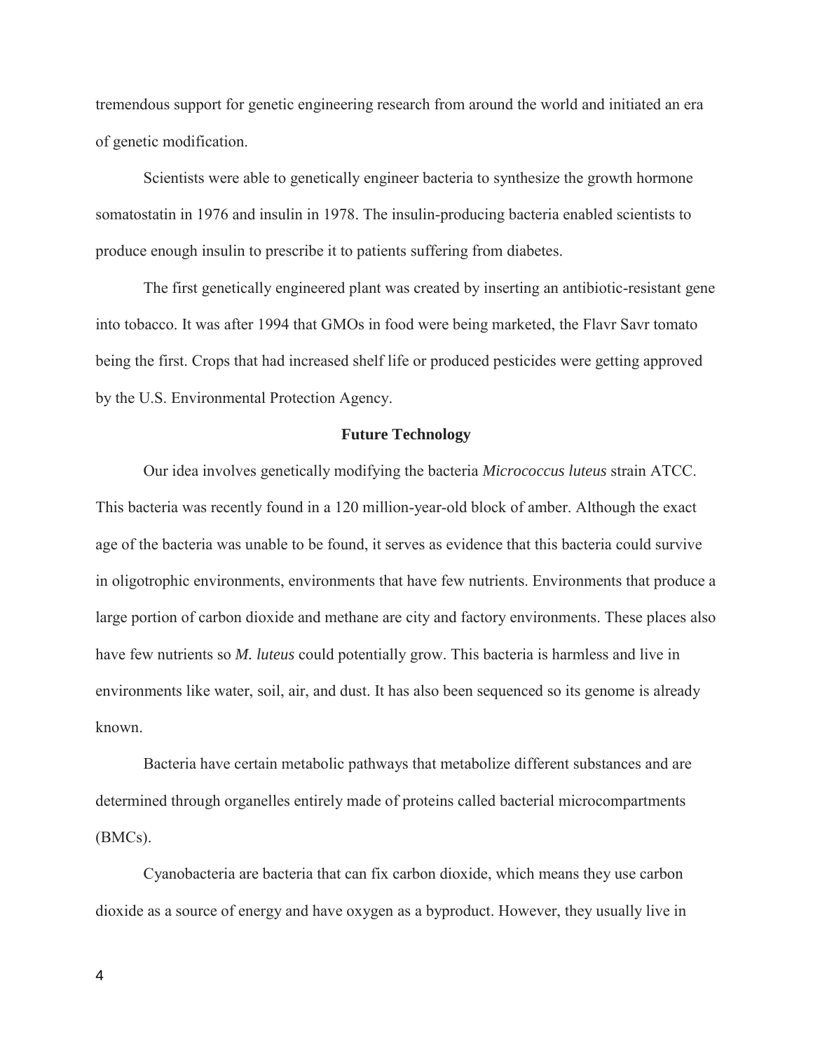tremendous support for genetic engineering research from around the world and initiated an era of genetic modification.

Scientists were able to genetically engineer bacteria to synthesize the growth hormone somatostatin in 1976 and insulin in 1978. The insulin-producing bacteria enabled scientists to produce enough insulin to prescribe it to patients suffering from diabetes.

The first genetically engineered plant was created by inserting an antibiotic-resistant gene into tobacco. It was after 1994 that GMOs in food were being marketed, the Flavr Savr tomato being the first. Crops that had increased shelf life or produced pesticides were getting approved by the U.S. Environmental Protection Agency.

## Future Technology

Our idea involves genetically modifying the bacteria *Micrococcus luteus* strain ATCC. This bacteria was recently found in a 120 million-year-old block of amber. Although the exact age of the bacteria was unable to be found, it serves as evidence that this bacteria could survive in oligotrophic environments, environments that have few nutrients. Environments that produce a large portion of carbon dioxide and methane are city and factory environments. These places also have few nutrients so *M. luteus* could potentially grow. This bacteria is harmless and live in environments like water, soil, air, and dust. It has also been sequenced so its genome is already known.

Bacteria have certain metabolic pathways that metabolize different substances and are determined through organelles entirely made of proteins called bacterial microcompartments (BMCs).

Cyanobacteria are bacteria that can fix carbon dioxide, which means they use carbon dioxide as a source of energy and have oxygen as a byproduct. However, they usually live in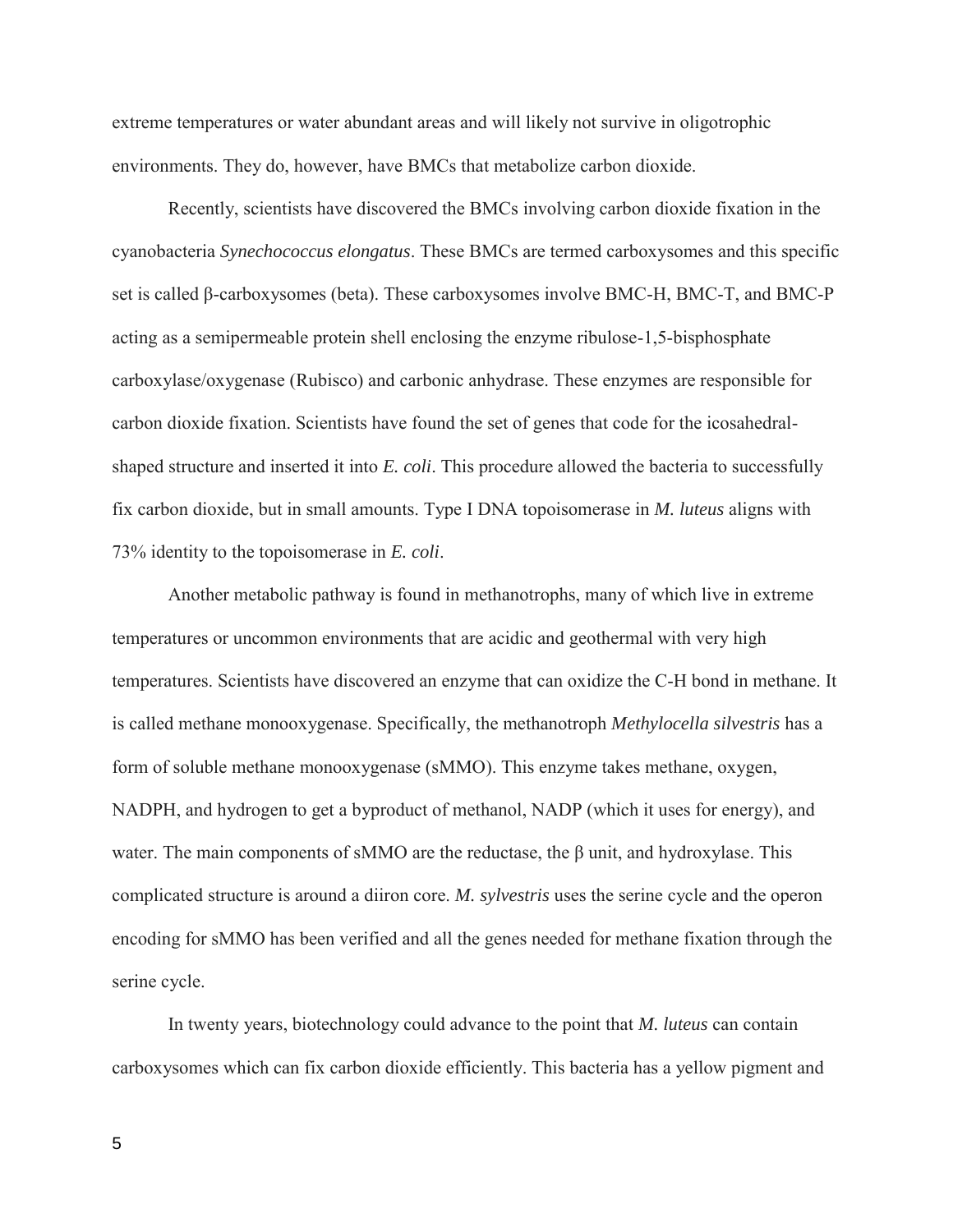extreme temperatures or water abundant areas and will likely not survive in oligotrophic environments. They do, however, have BMCs that metabolize carbon dioxide.

Recently, scientists have discovered the BMCs involving carbon dioxide fixation in the cyanobacteria *Synechococcus elongatus*. These BMCs are termed carboxysomes and this specific set is called β-carboxysomes (beta). These carboxysomes involve BMC-H, BMC-T, and BMC-P acting as a semipermeable protein shell enclosing the enzyme ribulose-1,5-bisphosphate carboxylase/oxygenase (Rubisco) and carbonic anhydrase. These enzymes are responsible for carbon dioxide fixation. Scientists have found the set of genes that code for the icosahedral-shaped structure and inserted it into *E. coli*. This procedure allowed the bacteria to successfully fix carbon dioxide, but in small amounts. Type I DNA topoisomerase in *M. luteus* aligns with 73% identity to the topoisomerase in *E. coli*.

Another metabolic pathway is found in methanotrophs, many of which live in extreme temperatures or uncommon environments that are acidic and geothermal with very high temperatures. Scientists have discovered an enzyme that can oxidize the C-H bond in methane. It is called methane monooxygenase. Specifically, the methanotroph *Methylocella silvestris* has a form of soluble methane monooxygenase (sMMO). This enzyme takes methane, oxygen, NADPH, and hydrogen to get a byproduct of methanol, NADP (which it uses for energy), and water. The main components of sMMO are the reductase, the β unit, and hydroxylase. This complicated structure is around a diiron core. *M. sylvestris* uses the serine cycle and the operon encoding for sMMO has been verified and all the genes needed for methane fixation through the serine cycle.

In twenty years, biotechnology could advance to the point that *M. luteus* can contain carboxysomes which can fix carbon dioxide efficiently. This bacteria has a yellow pigment and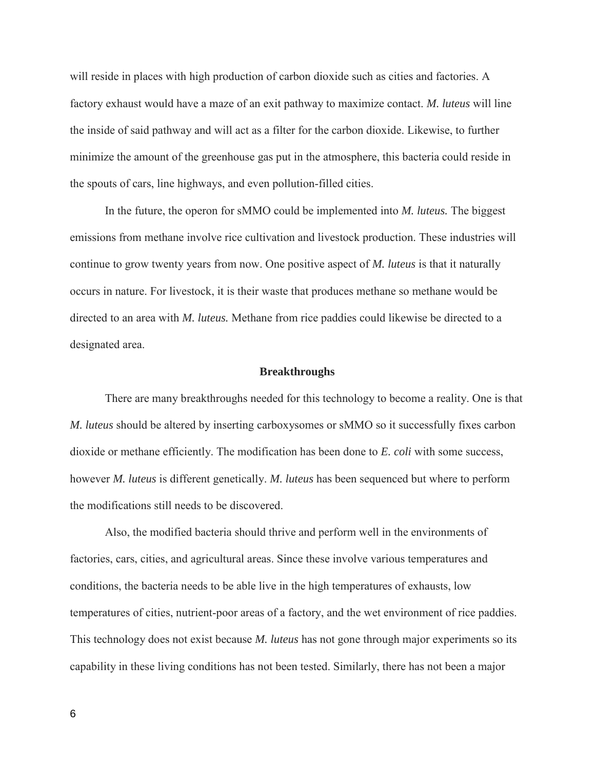will reside in places with high production of carbon dioxide such as cities and factories. A factory exhaust would have a maze of an exit pathway to maximize contact. *M. luteus* will line the inside of said pathway and will act as a filter for the carbon dioxide. Likewise, to further minimize the amount of the greenhouse gas put in the atmosphere, this bacteria could reside in the spouts of cars, line highways, and even pollution-filled cities.

In the future, the operon for sMMO could be implemented into *M. luteus.* The biggest emissions from methane involve rice cultivation and livestock production. These industries will continue to grow twenty years from now. One positive aspect of *M. luteus* is that it naturally occurs in nature. For livestock, it is their waste that produces methane so methane would be directed to an area with *M. luteus.* Methane from rice paddies could likewise be directed to a designated area.

## Breakthroughs

There are many breakthroughs needed for this technology to become a reality. One is that *M. luteus* should be altered by inserting carboxysomes or sMMO so it successfully fixes carbon dioxide or methane efficiently. The modification has been done to *E. coli* with some success, however *M. luteus* is different genetically. *M. luteus* has been sequenced but where to perform the modifications still needs to be discovered.

Also, the modified bacteria should thrive and perform well in the environments of factories, cars, cities, and agricultural areas. Since these involve various temperatures and conditions, the bacteria needs to be able live in the high temperatures of exhausts, low temperatures of cities, nutrient-poor areas of a factory, and the wet environment of rice paddies. This technology does not exist because *M. luteus* has not gone through major experiments so its capability in these living conditions has not been tested. Similarly, there has not been a major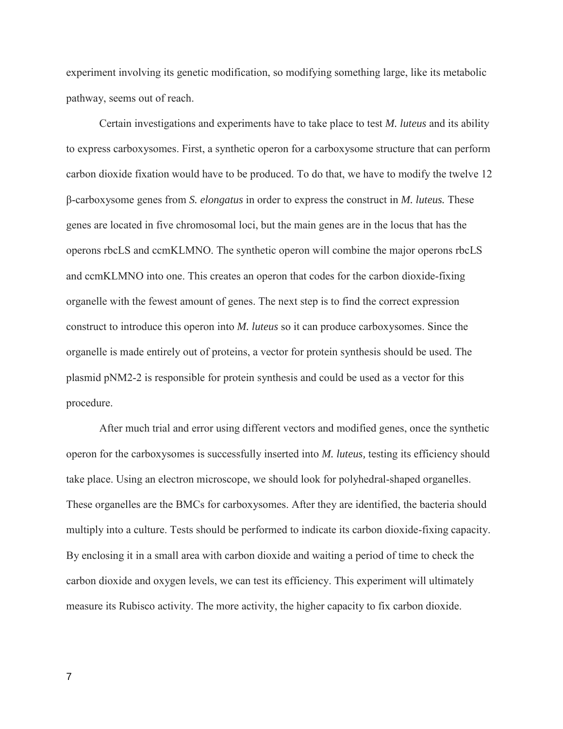experiment involving its genetic modification, so modifying something large, like its metabolic pathway, seems out of reach.

Certain investigations and experiments have to take place to test *M. luteus* and its ability to express carboxysomes. First, a synthetic operon for a carboxysome structure that can perform carbon dioxide fixation would have to be produced. To do that, we have to modify the twelve 12 β-carboxysome genes from *S. elongatus* in order to express the construct in *M. luteus.* These genes are located in five chromosomal loci, but the main genes are in the locus that has the operons rbcLS and ccmKLMNO. The synthetic operon will combine the major operons rbcLS and ccmKLMNO into one. This creates an operon that codes for the carbon dioxide-fixing organelle with the fewest amount of genes. The next step is to find the correct expression construct to introduce this operon into *M. luteus* so it can produce carboxysomes. Since the organelle is made entirely out of proteins, a vector for protein synthesis should be used. The plasmid pNM2-2 is responsible for protein synthesis and could be used as a vector for this procedure.

After much trial and error using different vectors and modified genes, once the synthetic operon for the carboxysomes is successfully inserted into *M. luteus,* testing its efficiency should take place. Using an electron microscope, we should look for polyhedral-shaped organelles. These organelles are the BMCs for carboxysomes. After they are identified, the bacteria should multiply into a culture. Tests should be performed to indicate its carbon dioxide-fixing capacity. By enclosing it in a small area with carbon dioxide and waiting a period of time to check the carbon dioxide and oxygen levels, we can test its efficiency. This experiment will ultimately measure its Rubisco activity. The more activity, the higher capacity to fix carbon dioxide.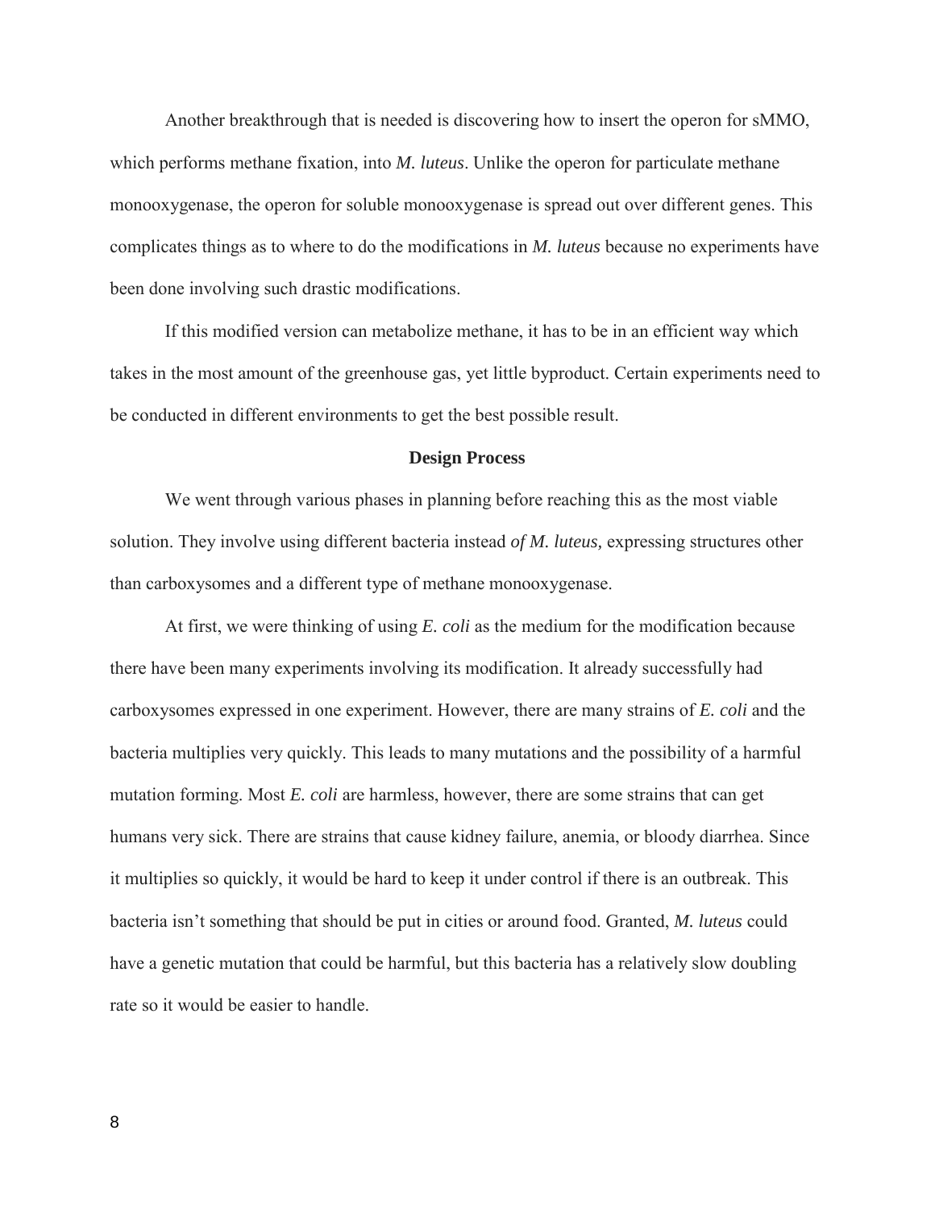Another breakthrough that is needed is discovering how to insert the operon for sMMO, which performs methane fixation, into *M. luteus*. Unlike the operon for particulate methane monooxygenase, the operon for soluble monooxygenase is spread out over different genes. This complicates things as to where to do the modifications in *M. luteus* because no experiments have been done involving such drastic modifications.

If this modified version can metabolize methane, it has to be in an efficient way which takes in the most amount of the greenhouse gas, yet little byproduct. Certain experiments need to be conducted in different environments to get the best possible result.

## Design Process

We went through various phases in planning before reaching this as the most viable solution. They involve using different bacteria instead *of M. luteus,* expressing structures other than carboxysomes and a different type of methane monooxygenase.

At first, we were thinking of using *E. coli* as the medium for the modification because there have been many experiments involving its modification. It already successfully had carboxysomes expressed in one experiment. However, there are many strains of *E. coli* and the bacteria multiplies very quickly. This leads to many mutations and the possibility of a harmful mutation forming. Most *E. coli* are harmless, however, there are some strains that can get humans very sick. There are strains that cause kidney failure, anemia, or bloody diarrhea. Since it multiplies so quickly, it would be hard to keep it under control if there is an outbreak. This bacteria isn't something that should be put in cities or around food. Granted, *M. luteus* could have a genetic mutation that could be harmful, but this bacteria has a relatively slow doubling rate so it would be easier to handle.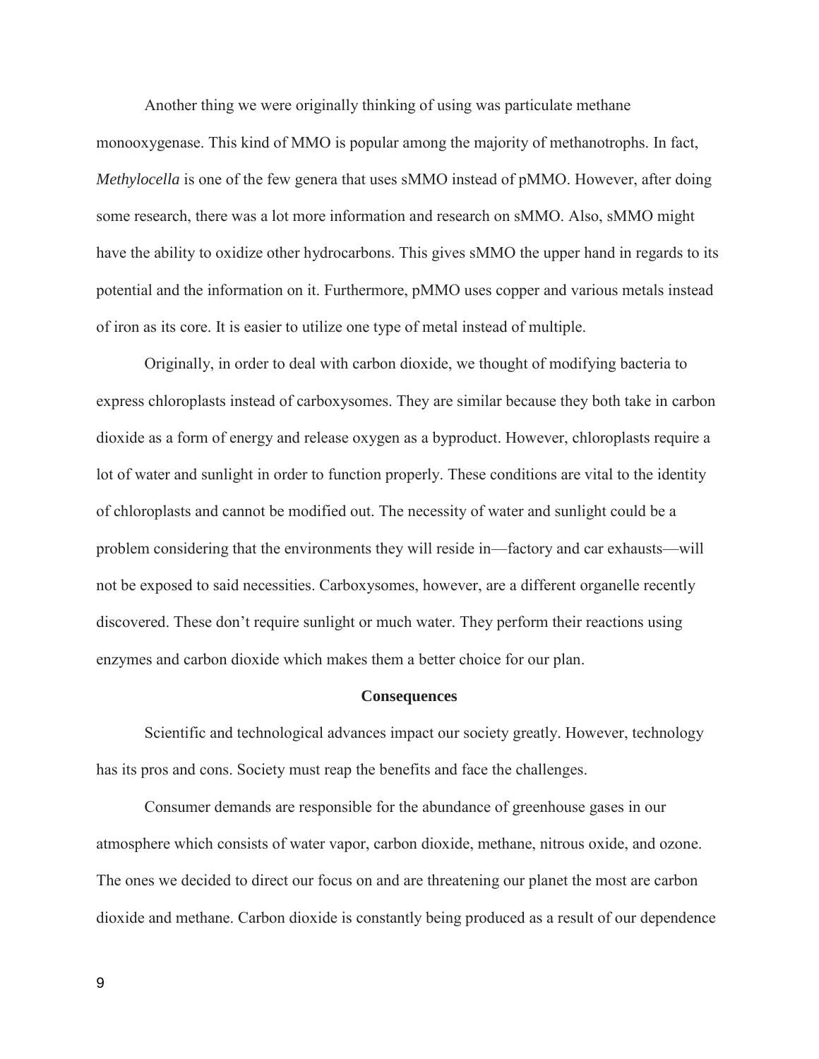Another thing we were originally thinking of using was particulate methane monooxygenase. This kind of MMO is popular among the majority of methanotrophs. In fact, *Methylocella* is one of the few genera that uses sMMO instead of pMMO. However, after doing some research, there was a lot more information and research on sMMO. Also, sMMO might have the ability to oxidize other hydrocarbons. This gives sMMO the upper hand in regards to its potential and the information on it. Furthermore, pMMO uses copper and various metals instead of iron as its core. It is easier to utilize one type of metal instead of multiple.

Originally, in order to deal with carbon dioxide, we thought of modifying bacteria to express chloroplasts instead of carboxysomes. They are similar because they both take in carbon dioxide as a form of energy and release oxygen as a byproduct. However, chloroplasts require a lot of water and sunlight in order to function properly. These conditions are vital to the identity of chloroplasts and cannot be modified out. The necessity of water and sunlight could be a problem considering that the environments they will reside in—factory and car exhausts—will not be exposed to said necessities. Carboxysomes, however, are a different organelle recently discovered. These don't require sunlight or much water. They perform their reactions using enzymes and carbon dioxide which makes them a better choice for our plan.

## Consequences

Scientific and technological advances impact our society greatly. However, technology has its pros and cons. Society must reap the benefits and face the challenges.

Consumer demands are responsible for the abundance of greenhouse gases in our atmosphere which consists of water vapor, carbon dioxide, methane, nitrous oxide, and ozone. The ones we decided to direct our focus on and are threatening our planet the most are carbon dioxide and methane. Carbon dioxide is constantly being produced as a result of our dependence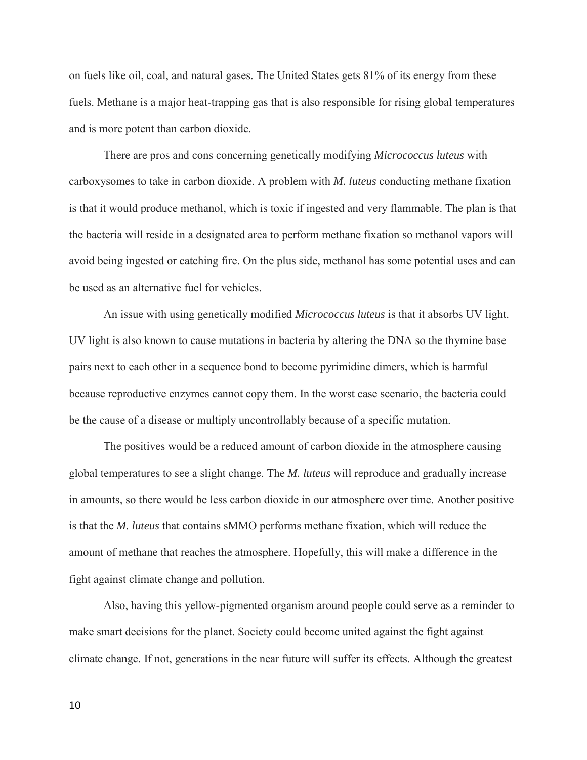on fuels like oil, coal, and natural gases. The United States gets 81% of its energy from these fuels. Methane is a major heat-trapping gas that is also responsible for rising global temperatures and is more potent than carbon dioxide.

There are pros and cons concerning genetically modifying *Micrococcus luteus* with carboxysomes to take in carbon dioxide. A problem with *M. luteus* conducting methane fixation is that it would produce methanol, which is toxic if ingested and very flammable. The plan is that the bacteria will reside in a designated area to perform methane fixation so methanol vapors will avoid being ingested or catching fire. On the plus side, methanol has some potential uses and can be used as an alternative fuel for vehicles.

An issue with using genetically modified *Micrococcus luteus* is that it absorbs UV light. UV light is also known to cause mutations in bacteria by altering the DNA so the thymine base pairs next to each other in a sequence bond to become pyrimidine dimers, which is harmful because reproductive enzymes cannot copy them. In the worst case scenario, the bacteria could be the cause of a disease or multiply uncontrollably because of a specific mutation.

The positives would be a reduced amount of carbon dioxide in the atmosphere causing global temperatures to see a slight change. The *M. luteus* will reproduce and gradually increase in amounts, so there would be less carbon dioxide in our atmosphere over time. Another positive is that the *M. luteus* that contains sMMO performs methane fixation, which will reduce the amount of methane that reaches the atmosphere. Hopefully, this will make a difference in the fight against climate change and pollution.

Also, having this yellow-pigmented organism around people could serve as a reminder to make smart decisions for the planet. Society could become united against the fight against climate change. If not, generations in the near future will suffer its effects. Although the greatest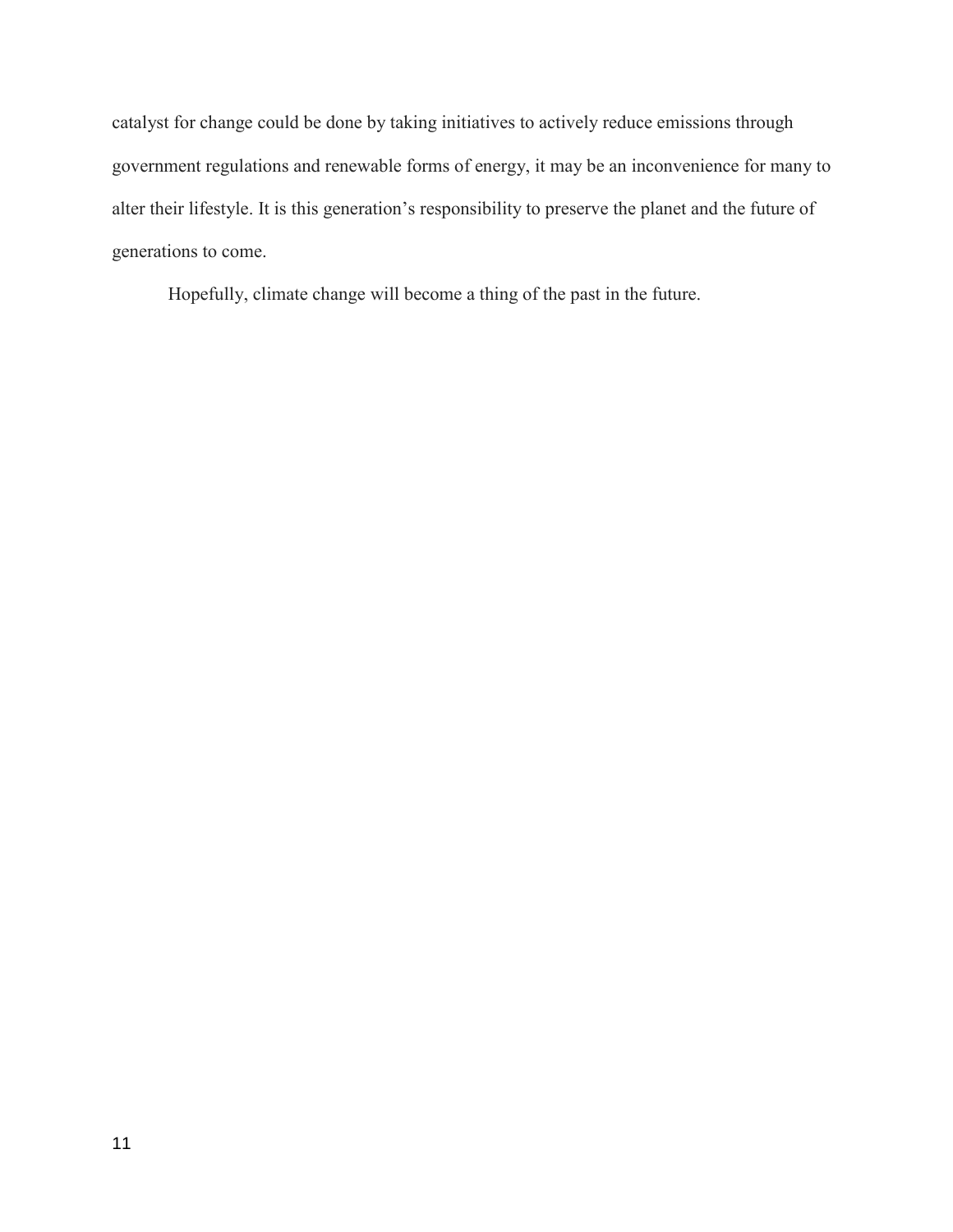catalyst for change could be done by taking initiatives to actively reduce emissions through government regulations and renewable forms of energy, it may be an inconvenience for many to alter their lifestyle. It is this generation's responsibility to preserve the planet and the future of generations to come.

Hopefully, climate change will become a thing of the past in the future.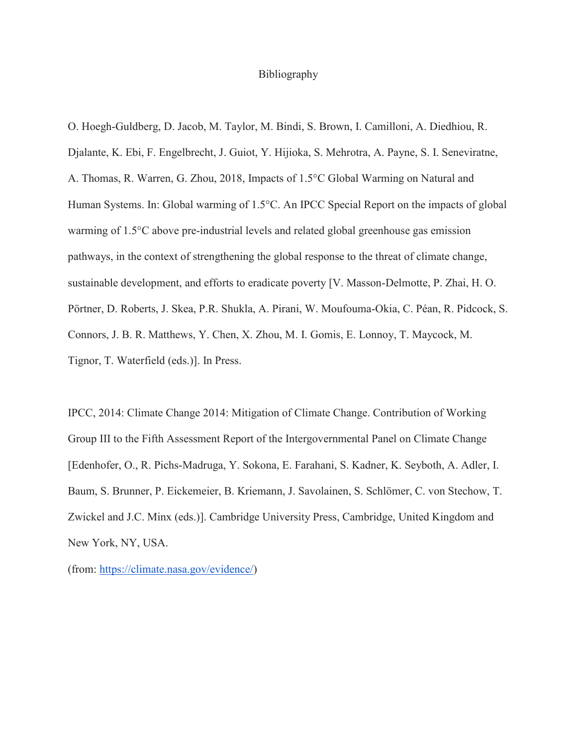# Bibliography

O. Hoegh-Guldberg, D. Jacob, M. Taylor, M. Bindi, S. Brown, I. Camilloni, A. Diedhiou, R. Djalante, K. Ebi, F. Engelbrecht, J. Guiot, Y. Hijioka, S. Mehrotra, A. Payne, S. I. Seneviratne, A. Thomas, R. Warren, G. Zhou, 2018, Impacts of 1.5°C Global Warming on Natural and Human Systems. In: Global warming of 1.5°C. An IPCC Special Report on the impacts of global warming of 1.5°C above pre-industrial levels and related global greenhouse gas emission pathways, in the context of strengthening the global response to the threat of climate change, sustainable development, and efforts to eradicate poverty [V. Masson-Delmotte, P. Zhai, H. O. Pörtner, D. Roberts, J. Skea, P.R. Shukla, A. Pirani, W. Moufouma-Okia, C. Péan, R. Pidcock, S. Connors, J. B. R. Matthews, Y. Chen, X. Zhou, M. I. Gomis, E. Lonnoy, T. Maycock, M. Tignor, T. Waterfield (eds.)]. In Press.

IPCC, 2014: Climate Change 2014: Mitigation of Climate Change. Contribution of Working Group III to the Fifth Assessment Report of the Intergovernmental Panel on Climate Change [Edenhofer, O., R. Pichs-Madruga, Y. Sokona, E. Farahani, S. Kadner, K. Seyboth, A. Adler, I. Baum, S. Brunner, P. Eickemeier, B. Kriemann, J. Savolainen, S. Schlömer, C. von Stechow, T. Zwickel and J.C. Minx (eds.)]. Cambridge University Press, Cambridge, United Kingdom and New York, NY, USA.

(from: https://climate.nasa.gov/evidence/)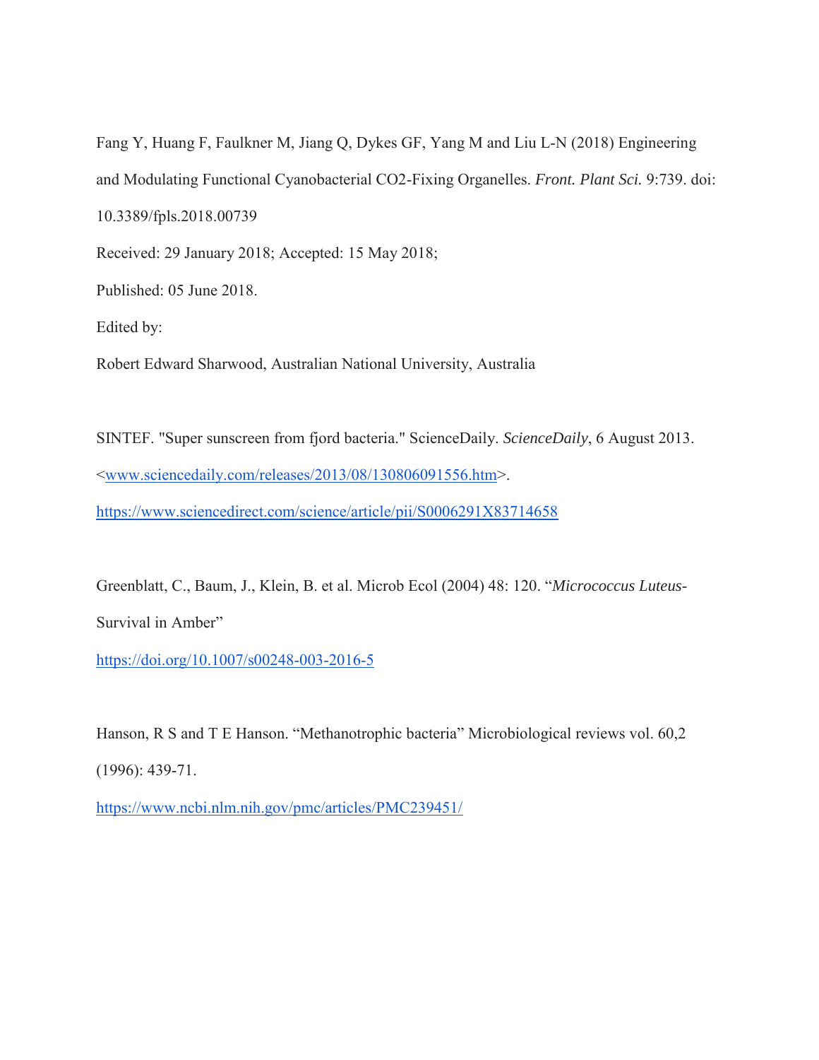Fang Y, Huang F, Faulkner M, Jiang Q, Dykes GF, Yang M and Liu L-N (2018) Engineering and Modulating Functional Cyanobacterial CO2-Fixing Organelles. *Front. Plant Sci.* 9:739. doi: 10.3389/fpls.2018.00739

Received: 29 January 2018; Accepted: 15 May 2018;

Published: 05 June 2018.

Edited by:

Robert Edward Sharwood, Australian National University, Australia

SINTEF. "Super sunscreen from fjord bacteria." ScienceDaily. *ScienceDaily*, 6 August 2013. <www.sciencedaily.com/releases/2013/08/130806091556.htm>.

https://www.sciencedirect.com/science/article/pii/S0006291X83714658

Greenblatt, C., Baum, J., Klein, B. et al. Microb Ecol (2004) 48: 120. "*Micrococcus Luteus*-Survival in Amber"

https://doi.org/10.1007/s00248-003-2016-5

Hanson, R S and T E Hanson. "Methanotrophic bacteria" Microbiological reviews vol. 60,2 (1996): 439-71.

https://www.ncbi.nlm.nih.gov/pmc/articles/PMC239451/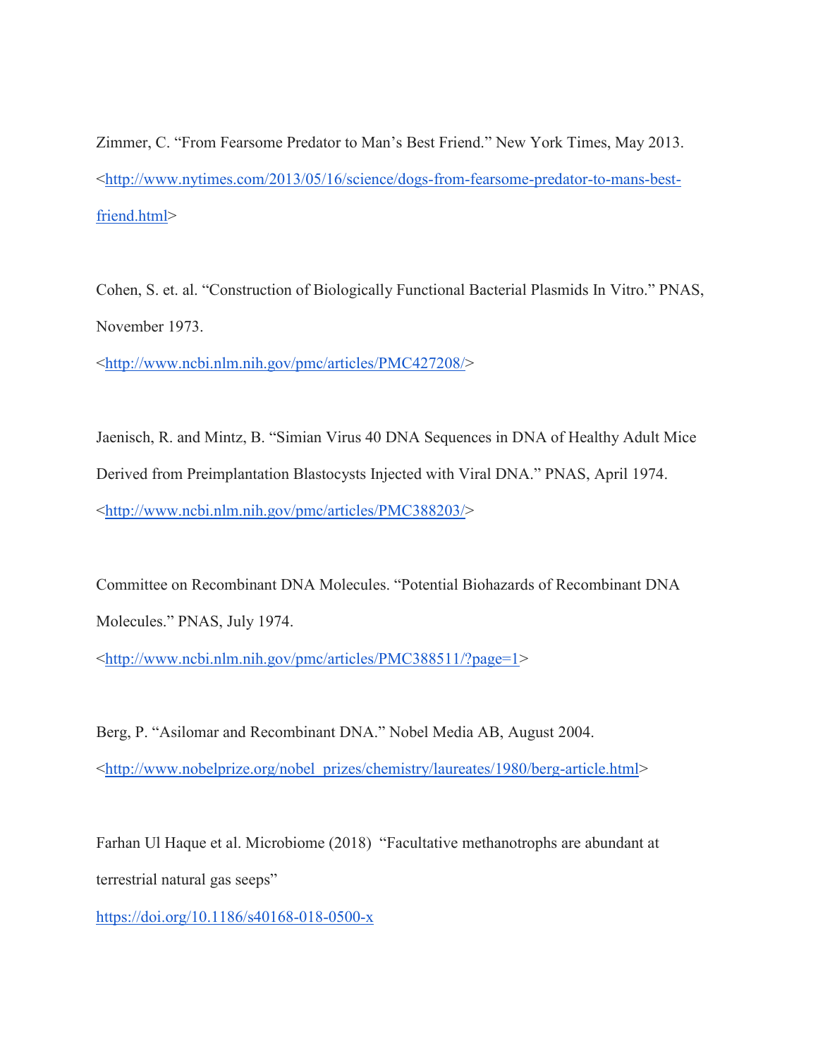Zimmer, C. “From Fearsome Predator to Man’s Best Friend.” New York Times, May 2013. <http://www.nytimes.com/2013/05/16/science/dogs-from-fearsome-predator-to-mans-best-friend.html>

Cohen, S. et. al. “Construction of Biologically Functional Bacterial Plasmids In Vitro.” PNAS, November 1973.
<http://www.ncbi.nlm.nih.gov/pmc/articles/PMC427208/>

Jaenisch, R. and Mintz, B. “Simian Virus 40 DNA Sequences in DNA of Healthy Adult Mice Derived from Preimplantation Blastocysts Injected with Viral DNA.” PNAS, April 1974.
<http://www.ncbi.nlm.nih.gov/pmc/articles/PMC388203/>

Committee on Recombinant DNA Molecules. “Potential Biohazards of Recombinant DNA Molecules.” PNAS, July 1974.
<http://www.ncbi.nlm.nih.gov/pmc/articles/PMC388511/?page=1>

Berg, P. “Asilomar and Recombinant DNA.” Nobel Media AB, August 2004.
<http://www.nobelprize.org/nobel_prizes/chemistry/laureates/1980/berg-article.html>

Farhan Ul Haque et al. Microbiome (2018) “Facultative methanotrophs are abundant at terrestrial natural gas seeps”
https://doi.org/10.1186/s40168-018-0500-x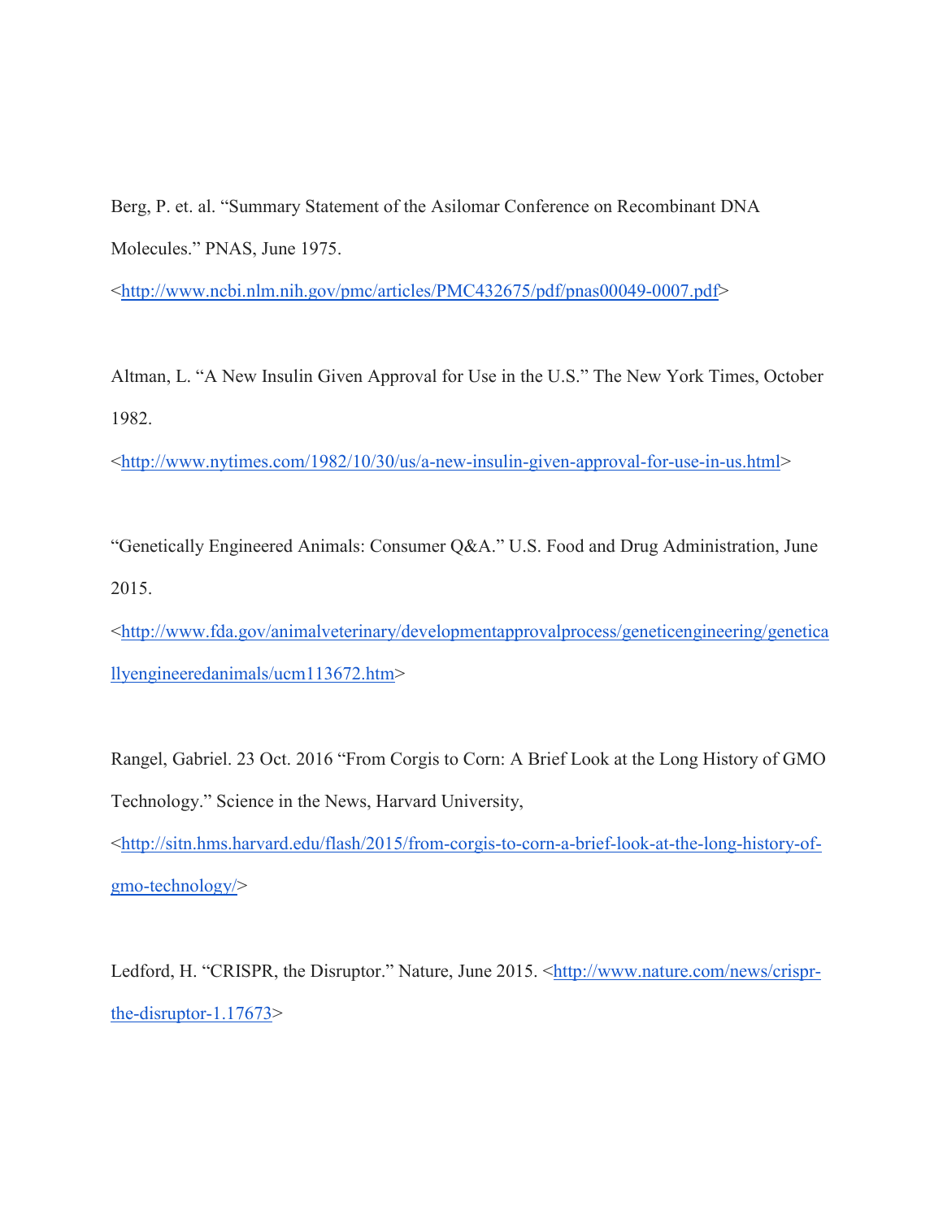Berg, P. et. al. "Summary Statement of the Asilomar Conference on Recombinant DNA Molecules." PNAS, June 1975.
<http://www.ncbi.nlm.nih.gov/pmc/articles/PMC432675/pdf/pnas00049-0007.pdf>

Altman, L. "A New Insulin Given Approval for Use in the U.S." The New York Times, October 1982.
<http://www.nytimes.com/1982/10/30/us/a-new-insulin-given-approval-for-use-in-us.html>

"Genetically Engineered Animals: Consumer Q&A." U.S. Food and Drug Administration, June 2015.
<http://www.fda.gov/animalveterinary/developmentapprovalprocess/geneticengineering/geneticallyengineeredanimals/ucm113672.htm>

Rangel, Gabriel. 23 Oct. 2016 "From Corgis to Corn: A Brief Look at the Long History of GMO Technology." Science in the News, Harvard University,
<http://sitn.hms.harvard.edu/flash/2015/from-corgis-to-corn-a-brief-look-at-the-long-history-of-gmo-technology/>

Ledford, H. "CRISPR, the Disruptor." Nature, June 2015. <http://www.nature.com/news/crispr-the-disruptor-1.17673>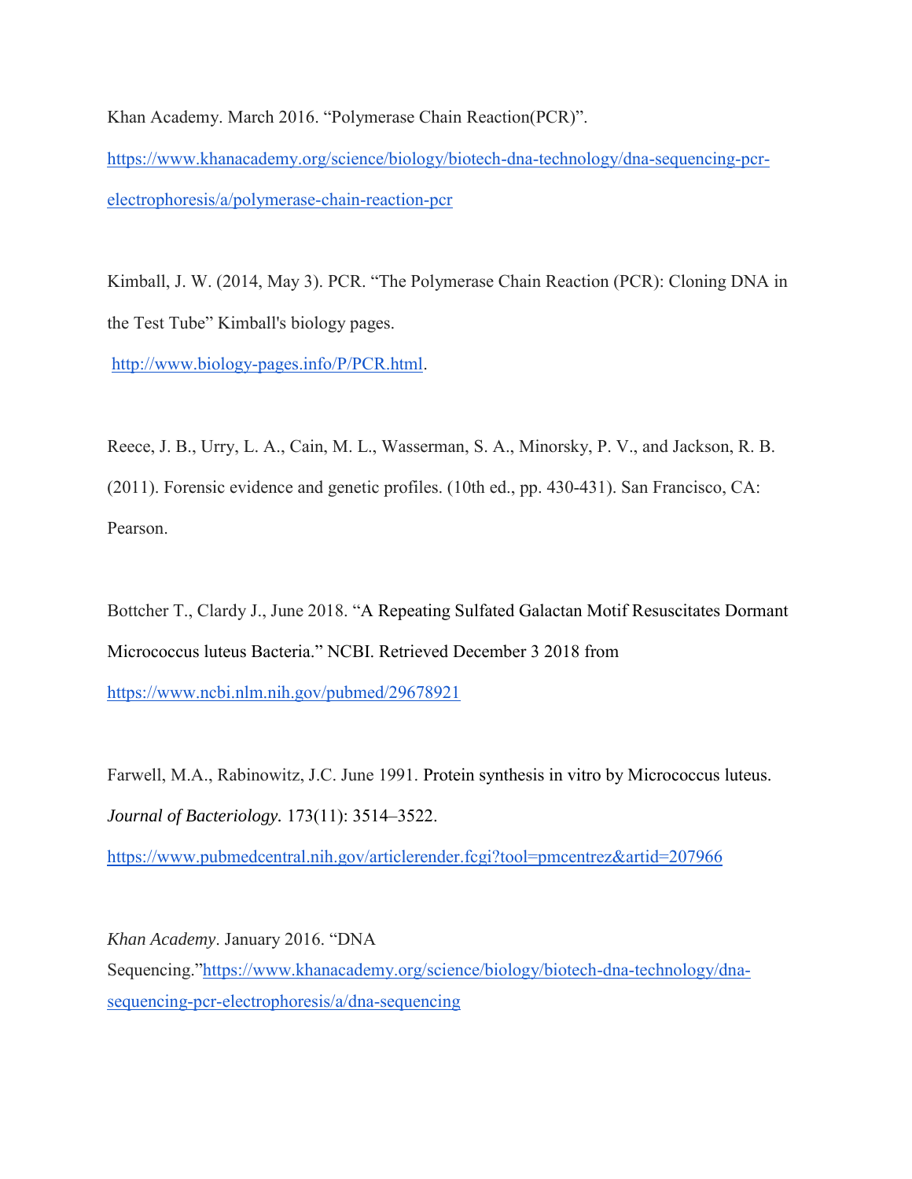Khan Academy. March 2016. “Polymerase Chain Reaction(PCR)”. https://www.khanacademy.org/science/biology/biotech-dna-technology/dna-sequencing-pcr-electrophoresis/a/polymerase-chain-reaction-pcr

Kimball, J. W. (2014, May 3). PCR. “The Polymerase Chain Reaction (PCR): Cloning DNA in the Test Tube” Kimball's biology pages. http://www.biology-pages.info/P/PCR.html.

Reece, J. B., Urry, L. A., Cain, M. L., Wasserman, S. A., Minorsky, P. V., and Jackson, R. B. (2011). Forensic evidence and genetic profiles. (10th ed., pp. 430-431). San Francisco, CA: Pearson.

Bottcher T., Clardy J., June 2018. “A Repeating Sulfated Galactan Motif Resuscitates Dormant Micrococcus luteus Bacteria.” NCBI. Retrieved December 3 2018 from https://www.ncbi.nlm.nih.gov/pubmed/29678921

Farwell, M.A., Rabinowitz, J.C. June 1991. Protein synthesis in vitro by Micrococcus luteus. *Journal of Bacteriology.* 173(11): 3514–3522. https://www.pubmedcentral.nih.gov/articlerender.fcgi?tool=pmcentrez&artid=207966

*Khan Academy*. January 2016. “DNA Sequencing.”https://www.khanacademy.org/science/biology/biotech-dna-technology/dna-sequencing-pcr-electrophoresis/a/dna-sequencing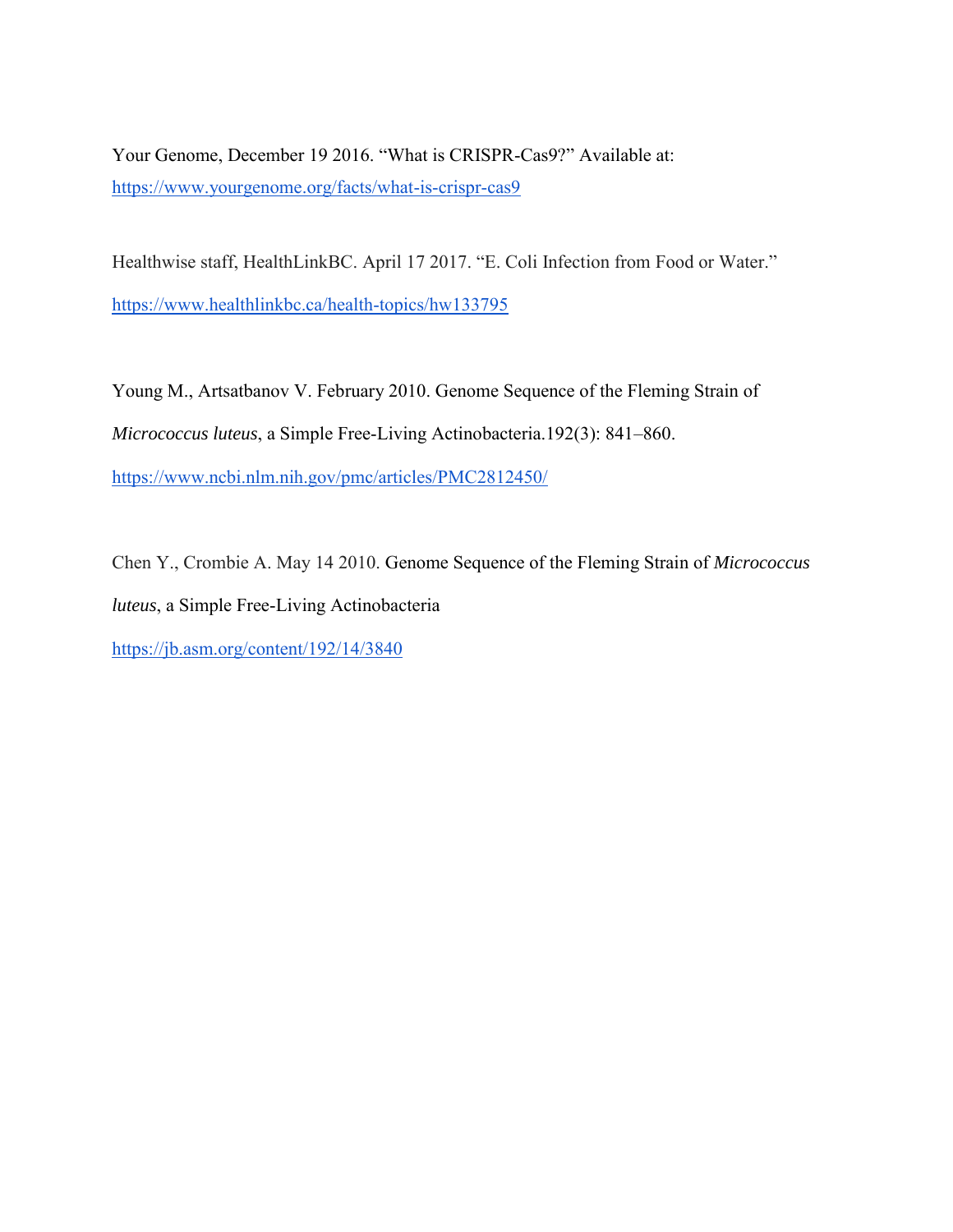Your Genome, December 19 2016. “What is CRISPR-Cas9?” Available at: https://www.yourgenome.org/facts/what-is-crispr-cas9

Healthwise staff, HealthLinkBC. April 17 2017. “E. Coli Infection from Food or Water.” https://www.healthlinkbc.ca/health-topics/hw133795

Young M., Artsatbanov V. February 2010. Genome Sequence of the Fleming Strain of *Micrococcus luteus*, a Simple Free-Living Actinobacteria.192(3): 841–860. https://www.ncbi.nlm.nih.gov/pmc/articles/PMC2812450/

Chen Y., Crombie A. May 14 2010. Genome Sequence of the Fleming Strain of *Micrococcus luteus*, a Simple Free-Living Actinobacteria https://jb.asm.org/content/192/14/3840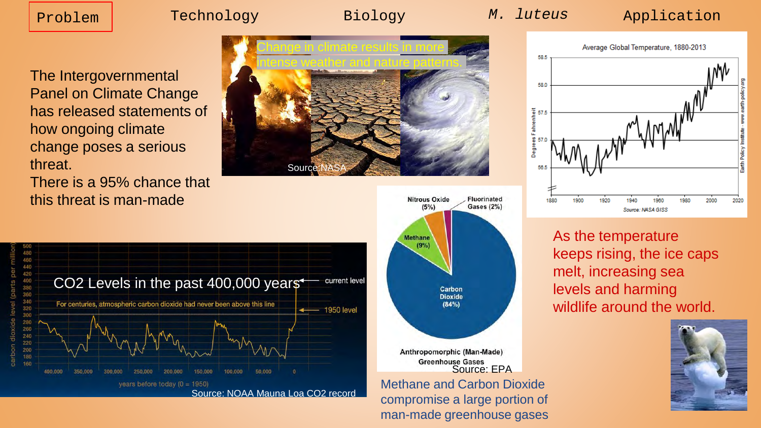Problem | Technology | Biology | *M. luteus* | Application

The Intergovernmental Panel on Climate Change has released statements of how ongoing climate change poses a serious threat.

There is a 95% chance that this threat is man-made

Change in climate results in more intense weather and nature patterns.

Source: NASA

CO2 Levels in the past 400,000 years

Source: NOAA Mauna Loa CO2 record

Anthropomorphic (Man-Made) Greenhouse Gases

Source: EPA

Methane and Carbon Dioxide compromise a large portion of man-made greenhouse gases

Average Global Temperature, 1880-2013

Source: NASA GISS

As the temperature keeps rising, the ice caps melt, increasing sea levels and harming wildlife around the world.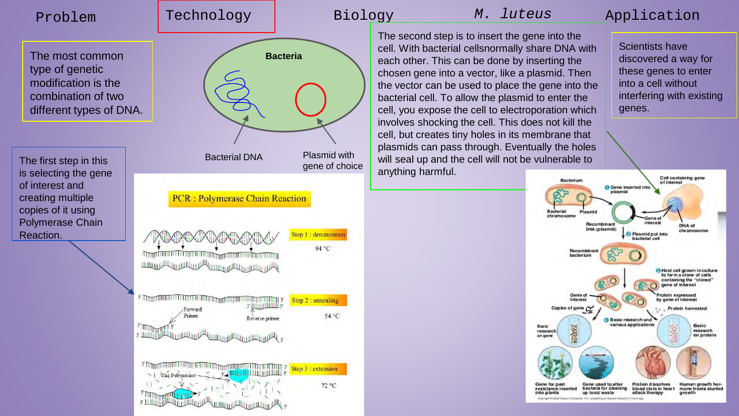Problem

Technology

Biology

*M. luteus*

Application

The most common type of genetic modification is the combination of two different types of DNA.

The first step in this is selecting the gene of interest and creating multiple copies of it using Polymerase Chain Reaction.

Bacteria

Bacterial DNA

Plasmid with gene of choice

PCR : Polymerase Chain Reaction

Step 1 : denaturation 94 °C

Step 2 : annealing 54 °C

Forward Primer

Reverse primer

Step 3 : extension 72 °C

Taq Polymerase

The second step is to insert the gene into the cell. With bacterial cellsnormally share DNA with each other. This can be done by inserting the chosen gene into a vector, like a plasmid. Then the vector can be used to place the gene into the bacterial cell. To allow the plasmid to enter the cell, you expose the cell to electroporation which involves shocking the cell. This does not kill the cell, but creates tiny holes in its membrane that plasmids can pass through. Eventually the holes will seal up and the cell will not be vulnerable to anything harmful.

Scientists have discovered a way for these genes to enter into a cell without interfering with existing genes.

Bacterium

Bacterial chromosome

Plasmid

1 Gene inserted into plasmid

Cell containing gene of interest

Gene of interest

DNA of chromosome

Recombinant DNA (plasmid)

2 Plasmid put into bacterial cell

Recombinant bacterium

3 Host cell grown in culture to form a clone of cells containing the "cloned" gene of interest

Gene of interest

Protein expressed by gene of interest

Copies of gene

Protein harvested

4 Basic research and various applications

Basic research on gene

Basic research on protein

Gene for pest resistance inserted into plants

Gene used to alter bacteria for cleaning up toxic waste

Protein dissolves blood clots in heart attack therapy

Human growth hormone treats stunted growth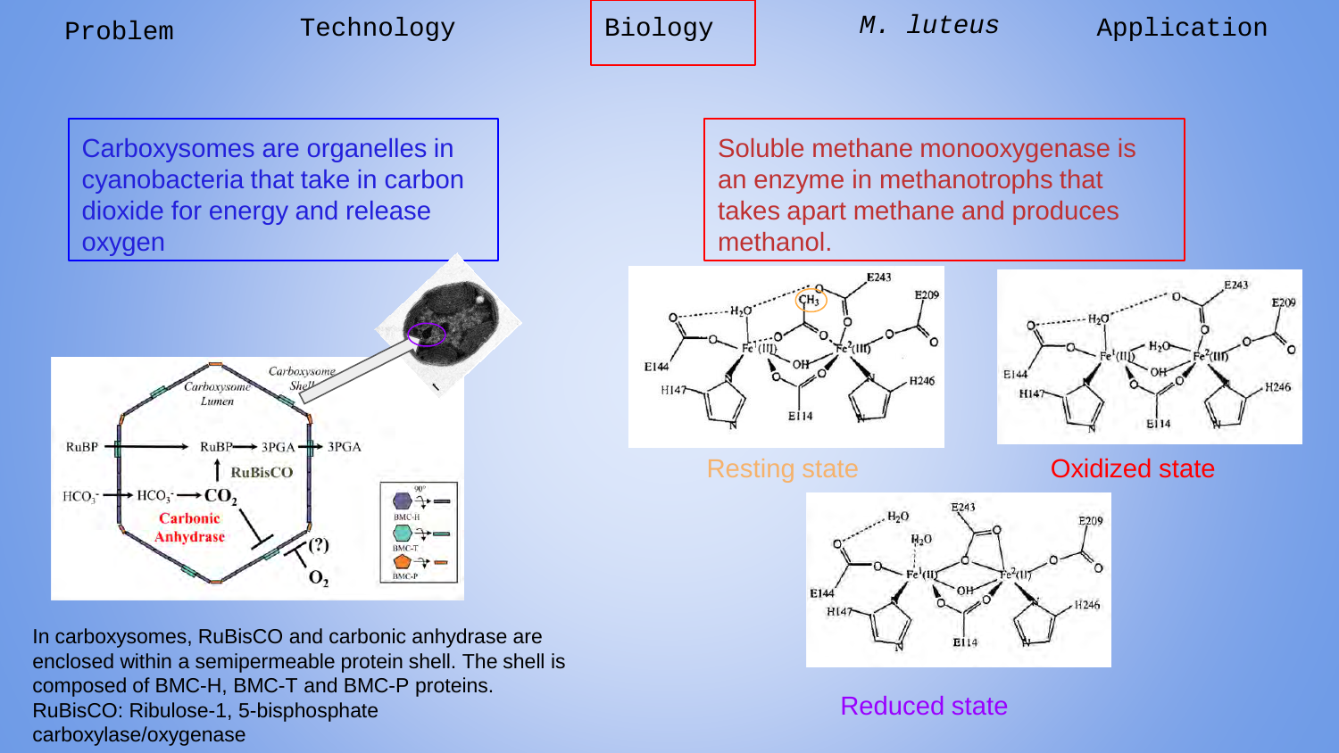Problem | Technology | Biology | *M. luteus* | Application

Carboxysomes are organelles in cyanobacteria that take in carbon dioxide for energy and release oxygen

In carboxysomes, RuBisCO and carbonic anhydrase are enclosed within a semipermeable protein shell. The shell is composed of BMC-H, BMC-T and BMC-P proteins.
RuBisCO: Ribulose-1, 5-bisphosphate carboxylase/oxygenase

Soluble methane monooxygenase is an enzyme in methanotrophs that takes apart methane and produces methanol.

Resting state

Oxidized state

Reduced state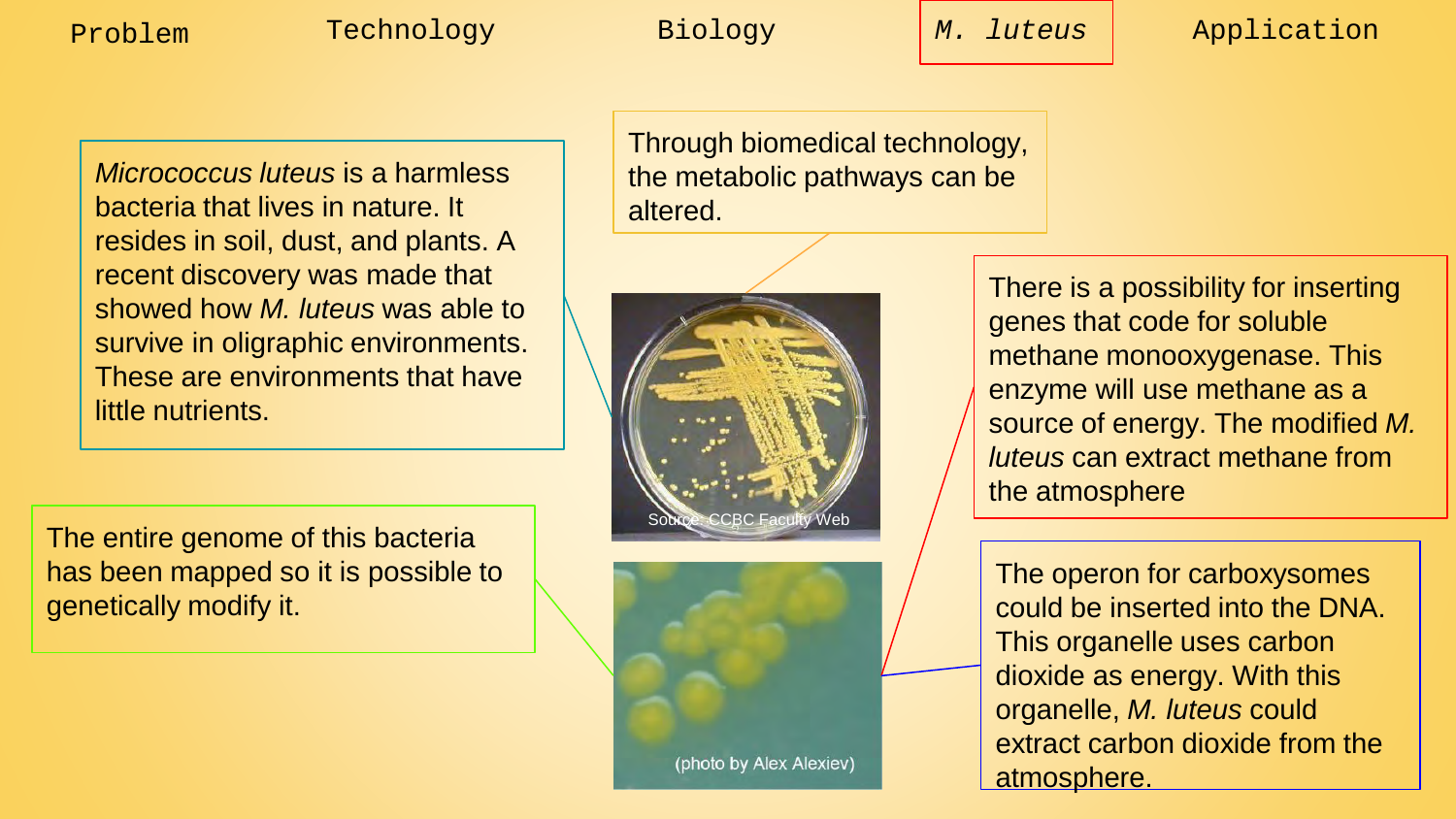Problem | Technology | Biology | **M. luteus** | Application

*Micrococcus luteus* is a harmless bacteria that lives in nature. It resides in soil, dust, and plants. A recent discovery was made that showed how *M. luteus* was able to survive in oligraphic environments. These are environments that have little nutrients.

Through biomedical technology, the metabolic pathways can be altered.

There is a possibility for inserting genes that code for soluble methane monooxygenase. This enzyme will use methane as a source of energy. The modified *M. luteus* can extract methane from the atmosphere

The entire genome of this bacteria has been mapped so it is possible to genetically modify it.

Source: CCBC Faculty Web

(photo by Alex Alexiev)

The operon for carboxysomes could be inserted into the DNA. This organelle uses carbon dioxide as energy. With this organelle, *M. luteus* could extract carbon dioxide from the atmosphere.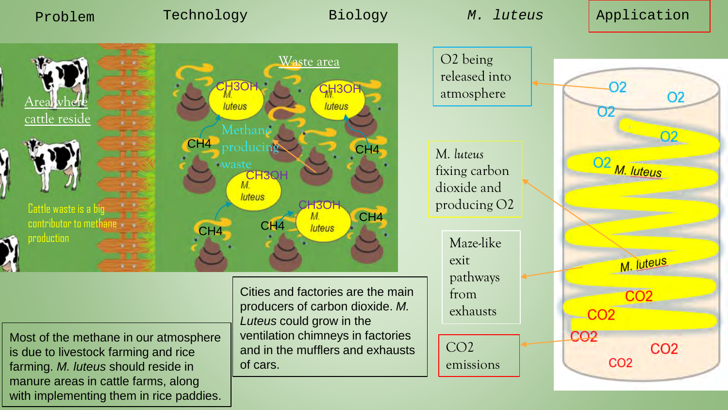Problem | Technology | Biology | *M. luteus* | Application

Area where cattle reside

Cattle waste is a big contributor to methane production

Waste area

Methane producing waste

$CH_3OH$ *M. luteus*

$CH_4$

Most of the methane in our atmosphere is due to livestock farming and rice farming. *M. luteus* should reside in manure areas in cattle farms, along with implementing them in rice paddies.

Cities and factories are the main producers of carbon dioxide. *M. Luteus* could grow in the ventilation chimneys in factories and in the mufflers and exhausts of cars.

$O_2$ being released into atmosphere

*M. luteus* fixing carbon dioxide and producing $O_2$

Maze-like exit pathways from exhausts

$CO_2$ emissions

$O_2$

*M. luteus*

$CO_2$